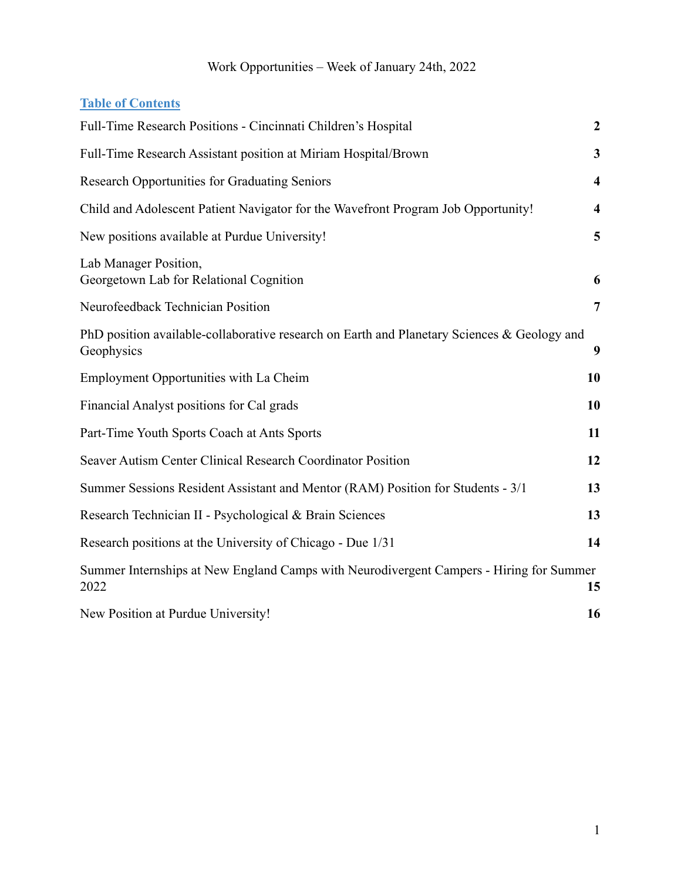Work Opportunities – Week of January 24th, 2022

**Table of Contents**

| | |
|---|---|
| Full-Time Research Positions - Cincinnati Children's Hospital | **2** |
| Full-Time Research Assistant position at Miriam Hospital/Brown | **3** |
| Research Opportunities for Graduating Seniors | **4** |
| Child and Adolescent Patient Navigator for the Wavefront Program Job Opportunity! | **4** |
| New positions available at Purdue University! | **5** |
| Lab Manager Position, Georgetown Lab for Relational Cognition | **6** |
| Neurofeedback Technician Position | **7** |
| PhD position available-collaborative research on Earth and Planetary Sciences & Geology and Geophysics | **9** |
| Employment Opportunities with La Cheim | **10** |
| Financial Analyst positions for Cal grads | **10** |
| Part-Time Youth Sports Coach at Ants Sports | **11** |
| Seaver Autism Center Clinical Research Coordinator Position | **12** |
| Summer Sessions Resident Assistant and Mentor (RAM) Position for Students - 3/1 | **13** |
| Research Technician II - Psychological & Brain Sciences | **13** |
| Research positions at the University of Chicago - Due 1/31 | **14** |
| Summer Internships at New England Camps with Neurodivergent Campers - Hiring for Summer 2022 | **15** |
| New Position at Purdue University! | **16** |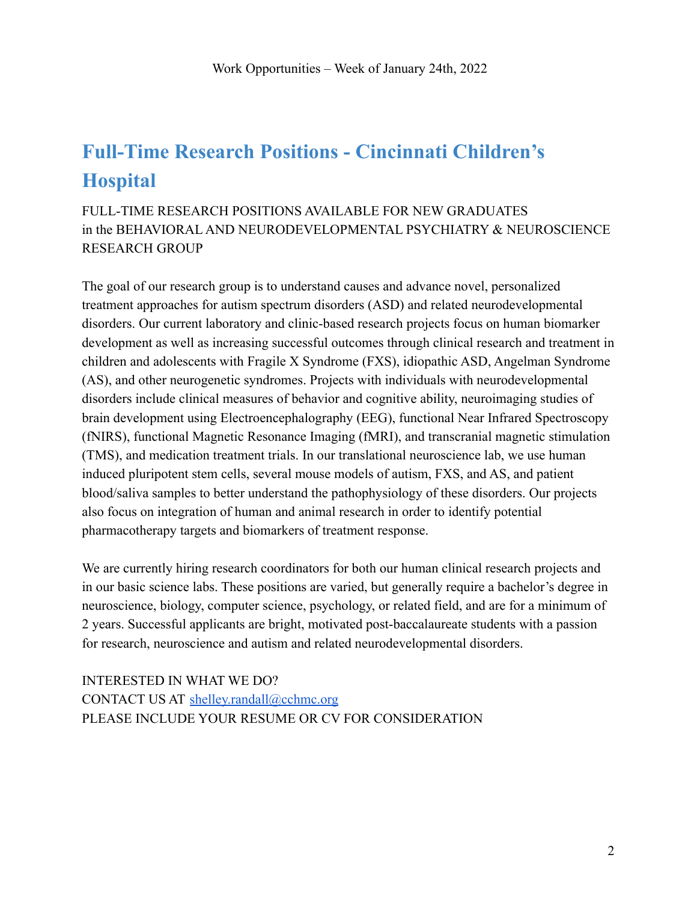Work Opportunities – Week of January 24th, 2022

## Full-Time Research Positions - Cincinnati Children's Hospital

FULL-TIME RESEARCH POSITIONS AVAILABLE FOR NEW GRADUATES
in the BEHAVIORAL AND NEURODEVELOPMENTAL PSYCHIATRY & NEUROSCIENCE RESEARCH GROUP

The goal of our research group is to understand causes and advance novel, personalized treatment approaches for autism spectrum disorders (ASD) and related neurodevelopmental disorders. Our current laboratory and clinic-based research projects focus on human biomarker development as well as increasing successful outcomes through clinical research and treatment in children and adolescents with Fragile X Syndrome (FXS), idiopathic ASD, Angelman Syndrome (AS), and other neurogenetic syndromes. Projects with individuals with neurodevelopmental disorders include clinical measures of behavior and cognitive ability, neuroimaging studies of brain development using Electroencephalography (EEG), functional Near Infrared Spectroscopy (fNIRS), functional Magnetic Resonance Imaging (fMRI), and transcranial magnetic stimulation (TMS), and medication treatment trials. In our translational neuroscience lab, we use human induced pluripotent stem cells, several mouse models of autism, FXS, and AS, and patient blood/saliva samples to better understand the pathophysiology of these disorders. Our projects also focus on integration of human and animal research in order to identify potential pharmacotherapy targets and biomarkers of treatment response.

We are currently hiring research coordinators for both our human clinical research projects and in our basic science labs. These positions are varied, but generally require a bachelor's degree in neuroscience, biology, computer science, psychology, or related field, and are for a minimum of 2 years. Successful applicants are bright, motivated post-baccalaureate students with a passion for research, neuroscience and autism and related neurodevelopmental disorders.

INTERESTED IN WHAT WE DO?
CONTACT US AT shelley.randall@cchmc.org
PLEASE INCLUDE YOUR RESUME OR CV FOR CONSIDERATION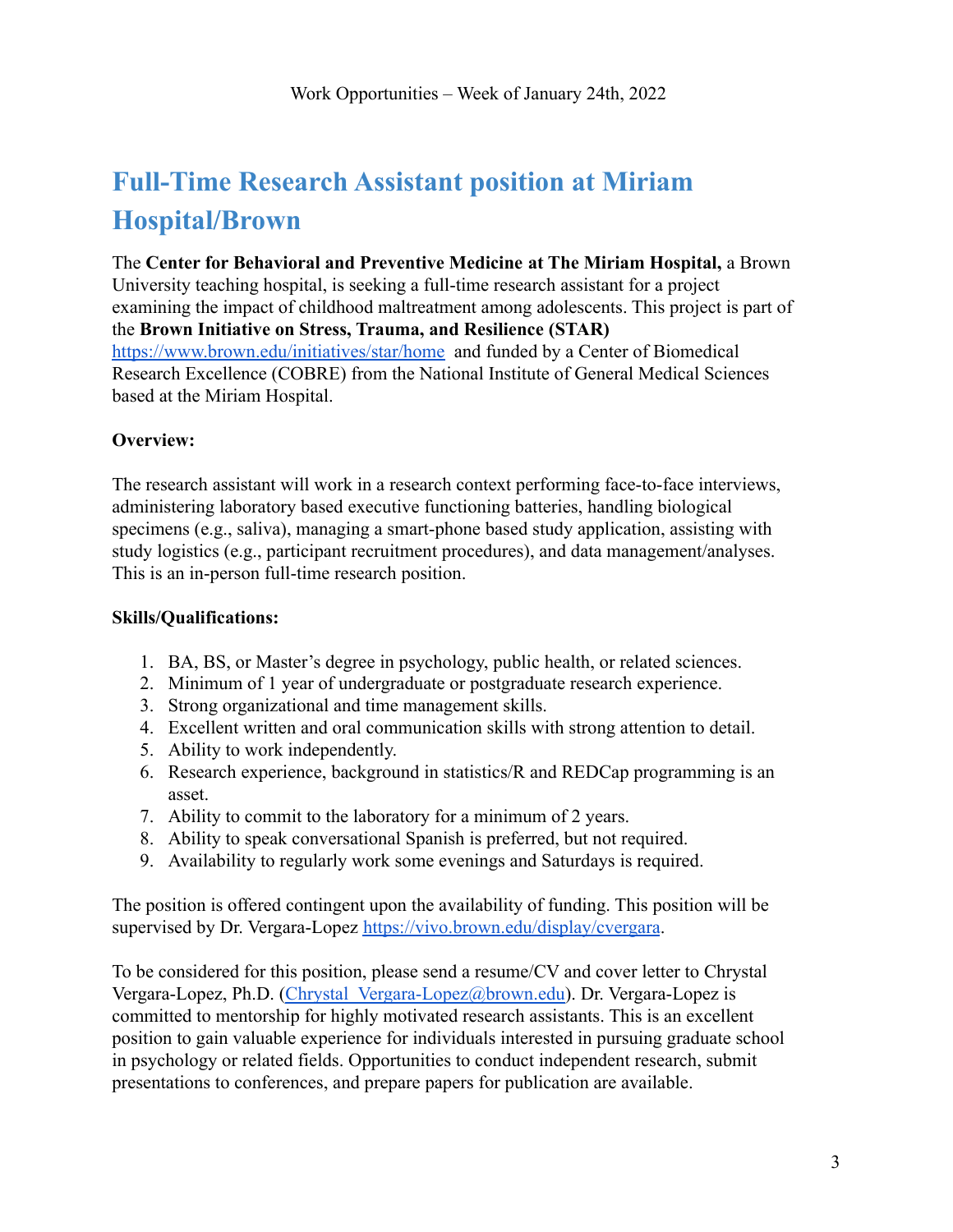Work Opportunities – Week of January 24th, 2022

# Full-Time Research Assistant position at Miriam Hospital/Brown

The **Center for Behavioral and Preventive Medicine at The Miriam Hospital,** a Brown University teaching hospital, is seeking a full-time research assistant for a project examining the impact of childhood maltreatment among adolescents. This project is part of the **Brown Initiative on Stress, Trauma, and Resilience (STAR)** https://www.brown.edu/initiatives/star/home and funded by a Center of Biomedical Research Excellence (COBRE) from the National Institute of General Medical Sciences based at the Miriam Hospital.

**Overview:**

The research assistant will work in a research context performing face-to-face interviews, administering laboratory based executive functioning batteries, handling biological specimens (e.g., saliva), managing a smart-phone based study application, assisting with study logistics (e.g., participant recruitment procedures), and data management/analyses. This is an in-person full-time research position.

**Skills/Qualifications:**

1. BA, BS, or Master's degree in psychology, public health, or related sciences.
2. Minimum of 1 year of undergraduate or postgraduate research experience.
3. Strong organizational and time management skills.
4. Excellent written and oral communication skills with strong attention to detail.
5. Ability to work independently.
6. Research experience, background in statistics/R and REDCap programming is an asset.
7. Ability to commit to the laboratory for a minimum of 2 years.
8. Ability to speak conversational Spanish is preferred, but not required.
9. Availability to regularly work some evenings and Saturdays is required.

The position is offered contingent upon the availability of funding. This position will be supervised by Dr. Vergara-Lopez https://vivo.brown.edu/display/cvergara.

To be considered for this position, please send a resume/CV and cover letter to Chrystal Vergara-Lopez, Ph.D. (Chrystal_Vergara-Lopez@brown.edu). Dr. Vergara-Lopez is committed to mentorship for highly motivated research assistants. This is an excellent position to gain valuable experience for individuals interested in pursuing graduate school in psychology or related fields. Opportunities to conduct independent research, submit presentations to conferences, and prepare papers for publication are available.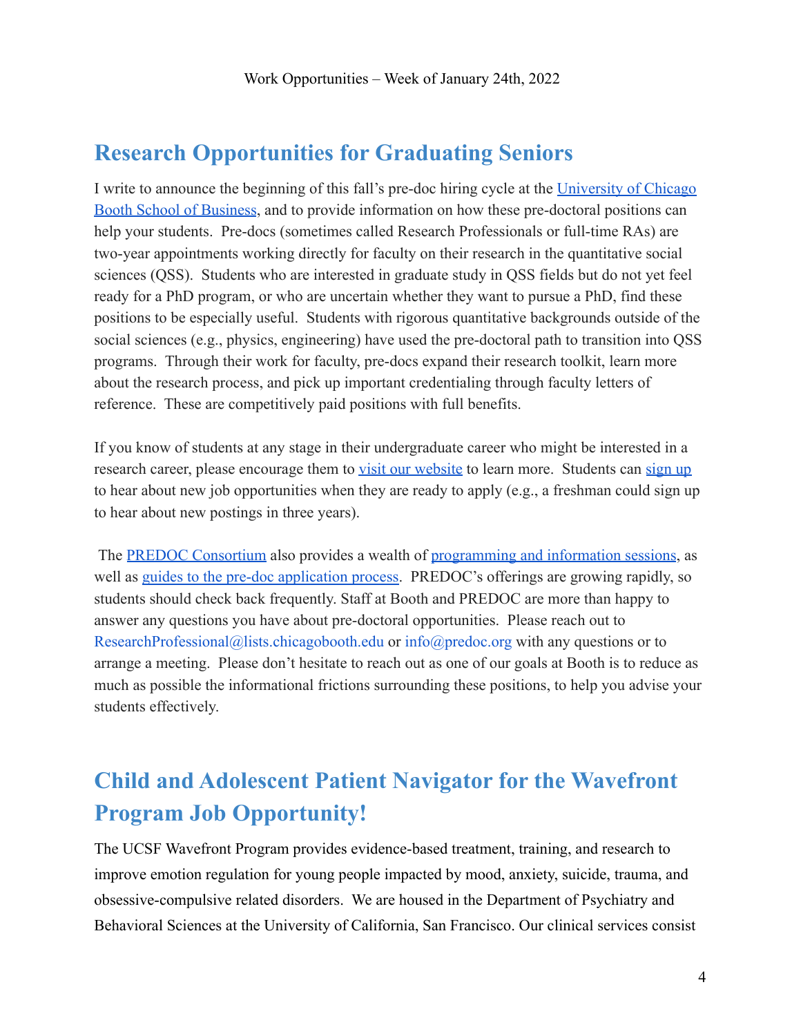Work Opportunities – Week of January 24th, 2022

## Research Opportunities for Graduating Seniors

I write to announce the beginning of this fall's pre-doc hiring cycle at the University of Chicago Booth School of Business, and to provide information on how these pre-doctoral positions can help your students. Pre-docs (sometimes called Research Professionals or full-time RAs) are two-year appointments working directly for faculty on their research in the quantitative social sciences (QSS). Students who are interested in graduate study in QSS fields but do not yet feel ready for a PhD program, or who are uncertain whether they want to pursue a PhD, find these positions to be especially useful. Students with rigorous quantitative backgrounds outside of the social sciences (e.g., physics, engineering) have used the pre-doctoral path to transition into QSS programs. Through their work for faculty, pre-docs expand their research toolkit, learn more about the research process, and pick up important credentialing through faculty letters of reference. These are competitively paid positions with full benefits.

If you know of students at any stage in their undergraduate career who might be interested in a research career, please encourage them to visit our website to learn more. Students can sign up to hear about new job opportunities when they are ready to apply (e.g., a freshman could sign up to hear about new postings in three years).

The PREDOC Consortium also provides a wealth of programming and information sessions, as well as guides to the pre-doc application process. PREDOC's offerings are growing rapidly, so students should check back frequently. Staff at Booth and PREDOC are more than happy to answer any questions you have about pre-doctoral opportunities. Please reach out to ResearchProfessional@lists.chicagobooth.edu or info@predoc.org with any questions or to arrange a meeting. Please don't hesitate to reach out as one of our goals at Booth is to reduce as much as possible the informational frictions surrounding these positions, to help you advise your students effectively.

## Child and Adolescent Patient Navigator for the Wavefront Program Job Opportunity!

The UCSF Wavefront Program provides evidence-based treatment, training, and research to improve emotion regulation for young people impacted by mood, anxiety, suicide, trauma, and obsessive-compulsive related disorders. We are housed in the Department of Psychiatry and Behavioral Sciences at the University of California, San Francisco. Our clinical services consist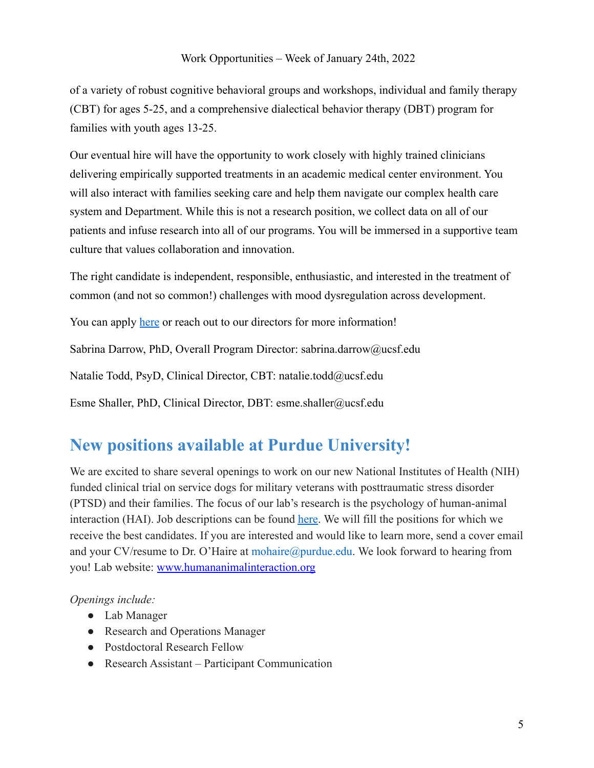of a variety of robust cognitive behavioral groups and workshops, individual and family therapy (CBT) for ages 5-25, and a comprehensive dialectical behavior therapy (DBT) program for families with youth ages 13-25.

Our eventual hire will have the opportunity to work closely with highly trained clinicians delivering empirically supported treatments in an academic medical center environment. You will also interact with families seeking care and help them navigate our complex health care system and Department. While this is not a research position, we collect data on all of our patients and infuse research into all of our programs. You will be immersed in a supportive team culture that values collaboration and innovation.

The right candidate is independent, responsible, enthusiastic, and interested in the treatment of common (and not so common!) challenges with mood dysregulation across development.

You can apply here or reach out to our directors for more information!

Sabrina Darrow, PhD, Overall Program Director: sabrina.darrow@ucsf.edu

Natalie Todd, PsyD, Clinical Director, CBT: natalie.todd@ucsf.edu

Esme Shaller, PhD, Clinical Director, DBT: esme.shaller@ucsf.edu

## New positions available at Purdue University!

We are excited to share several openings to work on our new National Institutes of Health (NIH) funded clinical trial on service dogs for military veterans with posttraumatic stress disorder (PTSD) and their families. The focus of our lab's research is the psychology of human-animal interaction (HAI). Job descriptions can be found here. We will fill the positions for which we receive the best candidates. If you are interested and would like to learn more, send a cover email and your CV/resume to Dr. O'Haire at mohaire@purdue.edu. We look forward to hearing from you! Lab website: www.humananimalinteraction.org

*Openings include:*

- Lab Manager
- Research and Operations Manager
- Postdoctoral Research Fellow
- Research Assistant – Participant Communication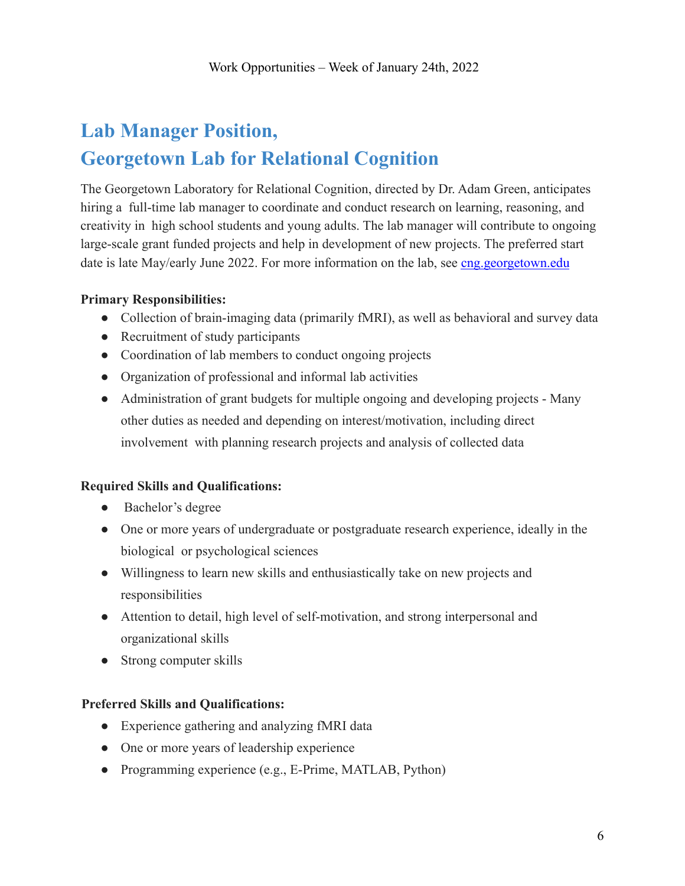Work Opportunities – Week of January 24th, 2022

# Lab Manager Position,
# Georgetown Lab for Relational Cognition

The Georgetown Laboratory for Relational Cognition, directed by Dr. Adam Green, anticipates hiring a full-time lab manager to coordinate and conduct research on learning, reasoning, and creativity in high school students and young adults. The lab manager will contribute to ongoing large-scale grant funded projects and help in development of new projects. The preferred start date is late May/early June 2022. For more information on the lab, see [cng.georgetown.edu](cng.georgetown.edu)

**Primary Responsibilities:**

- Collection of brain-imaging data (primarily fMRI), as well as behavioral and survey data
- Recruitment of study participants
- Coordination of lab members to conduct ongoing projects
- Organization of professional and informal lab activities
- Administration of grant budgets for multiple ongoing and developing projects - Many other duties as needed and depending on interest/motivation, including direct involvement with planning research projects and analysis of collected data

**Required Skills and Qualifications:**

- Bachelor's degree
- One or more years of undergraduate or postgraduate research experience, ideally in the biological or psychological sciences
- Willingness to learn new skills and enthusiastically take on new projects and responsibilities
- Attention to detail, high level of self-motivation, and strong interpersonal and organizational skills
- Strong computer skills

**Preferred Skills and Qualifications:**

- Experience gathering and analyzing fMRI data
- One or more years of leadership experience
- Programming experience (e.g., E-Prime, MATLAB, Python)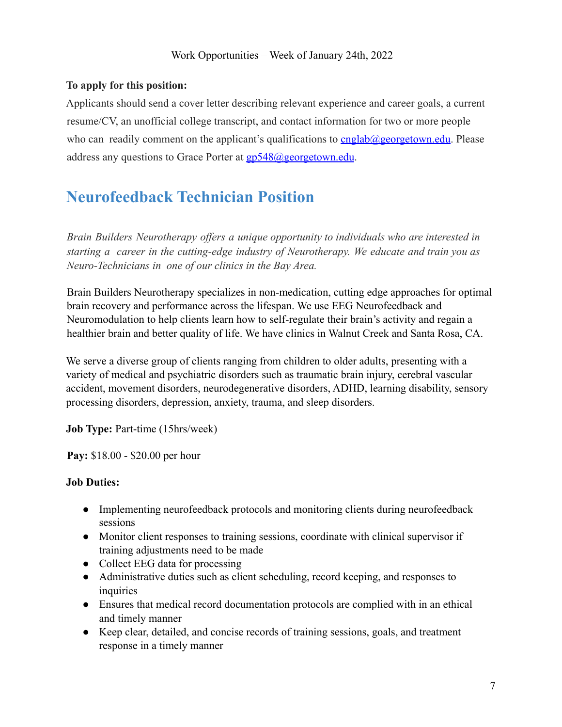**To apply for this position:**

Applicants should send a cover letter describing relevant experience and career goals, a current resume/CV, an unofficial college transcript, and contact information for two or more people who can readily comment on the applicant's qualifications to cnglab@georgetown.edu. Please address any questions to Grace Porter at gp548@georgetown.edu.

## Neurofeedback Technician Position

*Brain Builders Neurotherapy offers a unique opportunity to individuals who are interested in starting a career in the cutting-edge industry of Neurotherapy. We educate and train you as Neuro-Technicians in one of our clinics in the Bay Area.*

Brain Builders Neurotherapy specializes in non-medication, cutting edge approaches for optimal brain recovery and performance across the lifespan. We use EEG Neurofeedback and Neuromodulation to help clients learn how to self-regulate their brain's activity and regain a healthier brain and better quality of life. We have clinics in Walnut Creek and Santa Rosa, CA.

We serve a diverse group of clients ranging from children to older adults, presenting with a variety of medical and psychiatric disorders such as traumatic brain injury, cerebral vascular accident, movement disorders, neurodegenerative disorders, ADHD, learning disability, sensory processing disorders, depression, anxiety, trauma, and sleep disorders.

**Job Type:** Part-time (15hrs/week)

**Pay:** $18.00 - $20.00 per hour

**Job Duties:**

- Implementing neurofeedback protocols and monitoring clients during neurofeedback sessions
- Monitor client responses to training sessions, coordinate with clinical supervisor if training adjustments need to be made
- Collect EEG data for processing
- Administrative duties such as client scheduling, record keeping, and responses to inquiries
- Ensures that medical record documentation protocols are complied with in an ethical and timely manner
- Keep clear, detailed, and concise records of training sessions, goals, and treatment response in a timely manner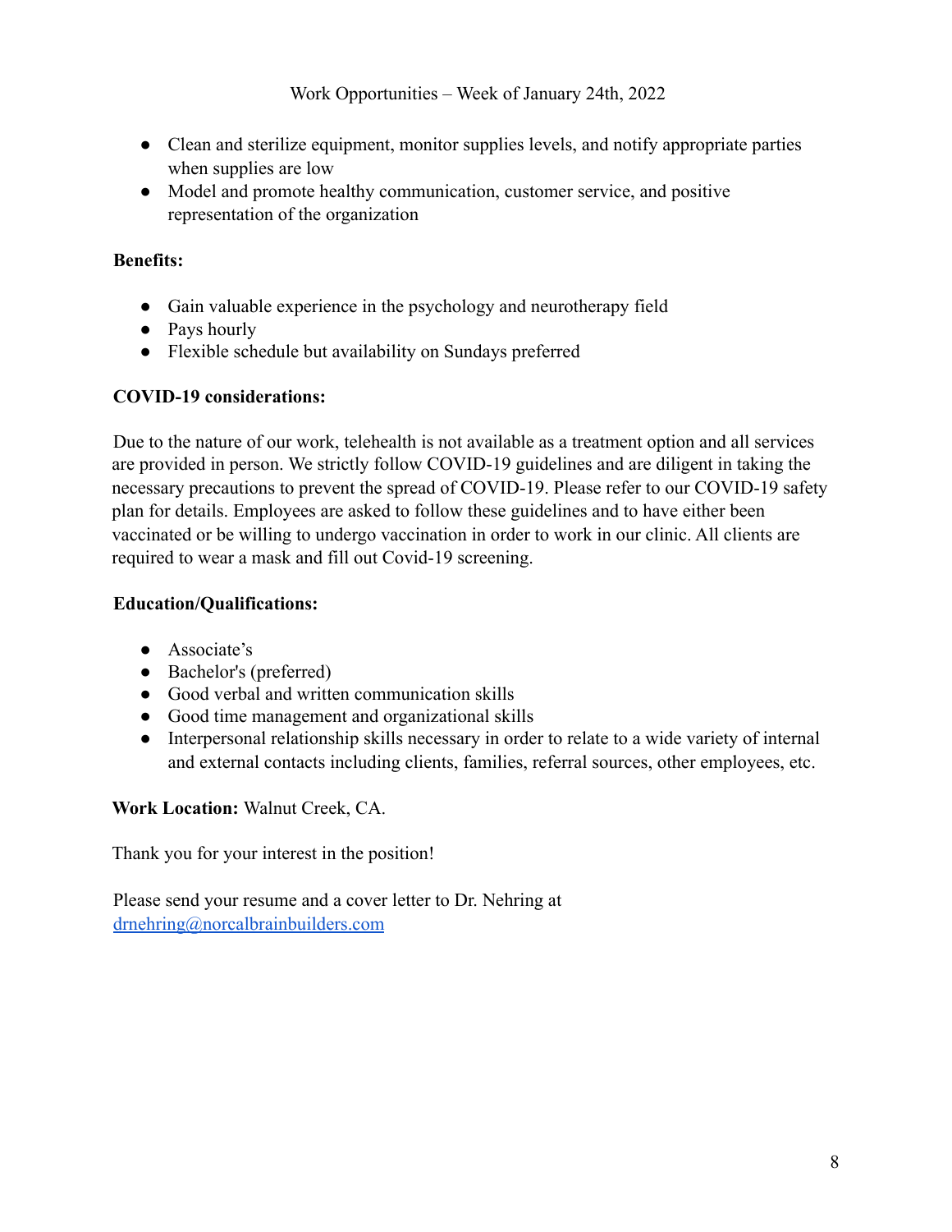- Clean and sterilize equipment, monitor supplies levels, and notify appropriate parties when supplies are low
- Model and promote healthy communication, customer service, and positive representation of the organization

**Benefits:**

- Gain valuable experience in the psychology and neurotherapy field
- Pays hourly
- Flexible schedule but availability on Sundays preferred

**COVID-19 considerations:**

Due to the nature of our work, telehealth is not available as a treatment option and all services are provided in person. We strictly follow COVID-19 guidelines and are diligent in taking the necessary precautions to prevent the spread of COVID-19. Please refer to our COVID-19 safety plan for details. Employees are asked to follow these guidelines and to have either been vaccinated or be willing to undergo vaccination in order to work in our clinic. All clients are required to wear a mask and fill out Covid-19 screening.

**Education/Qualifications:**

- Associate's
- Bachelor's (preferred)
- Good verbal and written communication skills
- Good time management and organizational skills
- Interpersonal relationship skills necessary in order to relate to a wide variety of internal and external contacts including clients, families, referral sources, other employees, etc.

**Work Location:** Walnut Creek, CA.

Thank you for your interest in the position!

Please send your resume and a cover letter to Dr. Nehring at [drnehring@norcalbrainbuilders.com](mailto:drnehring@norcalbrainbuilders.com)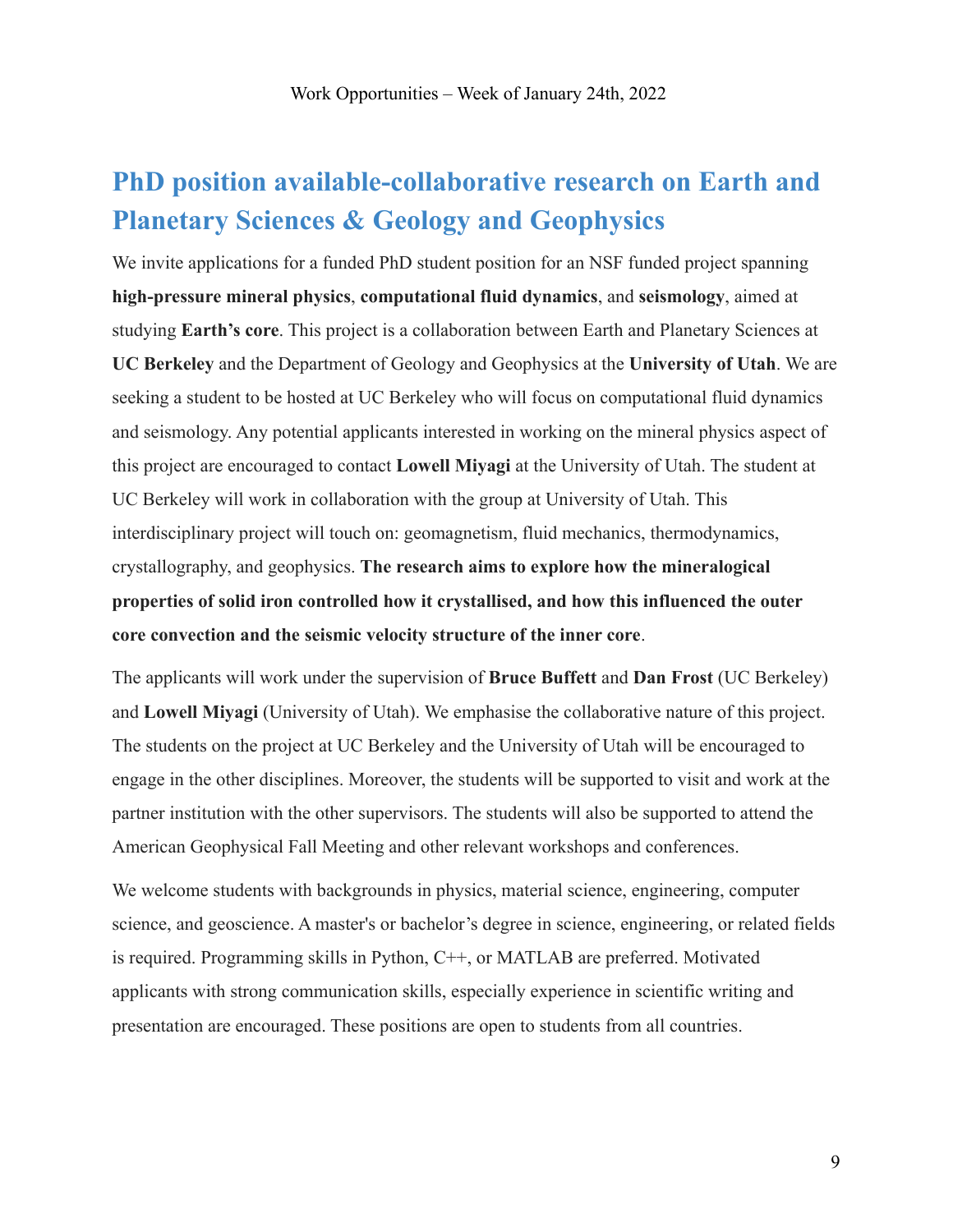Work Opportunities – Week of January 24th, 2022

## PhD position available-collaborative research on Earth and Planetary Sciences & Geology and Geophysics

We invite applications for a funded PhD student position for an NSF funded project spanning **high-pressure mineral physics**, **computational fluid dynamics**, and **seismology**, aimed at studying **Earth's core**. This project is a collaboration between Earth and Planetary Sciences at **UC Berkeley** and the Department of Geology and Geophysics at the **University of Utah**. We are seeking a student to be hosted at UC Berkeley who will focus on computational fluid dynamics and seismology. Any potential applicants interested in working on the mineral physics aspect of this project are encouraged to contact **Lowell Miyagi** at the University of Utah. The student at UC Berkeley will work in collaboration with the group at University of Utah. This interdisciplinary project will touch on: geomagnetism, fluid mechanics, thermodynamics, crystallography, and geophysics. **The research aims to explore how the mineralogical properties of solid iron controlled how it crystallised, and how this influenced the outer core convection and the seismic velocity structure of the inner core**.

The applicants will work under the supervision of **Bruce Buffett** and **Dan Frost** (UC Berkeley) and **Lowell Miyagi** (University of Utah). We emphasise the collaborative nature of this project. The students on the project at UC Berkeley and the University of Utah will be encouraged to engage in the other disciplines. Moreover, the students will be supported to visit and work at the partner institution with the other supervisors. The students will also be supported to attend the American Geophysical Fall Meeting and other relevant workshops and conferences.

We welcome students with backgrounds in physics, material science, engineering, computer science, and geoscience. A master's or bachelor's degree in science, engineering, or related fields is required. Programming skills in Python, C++, or MATLAB are preferred. Motivated applicants with strong communication skills, especially experience in scientific writing and presentation are encouraged. These positions are open to students from all countries.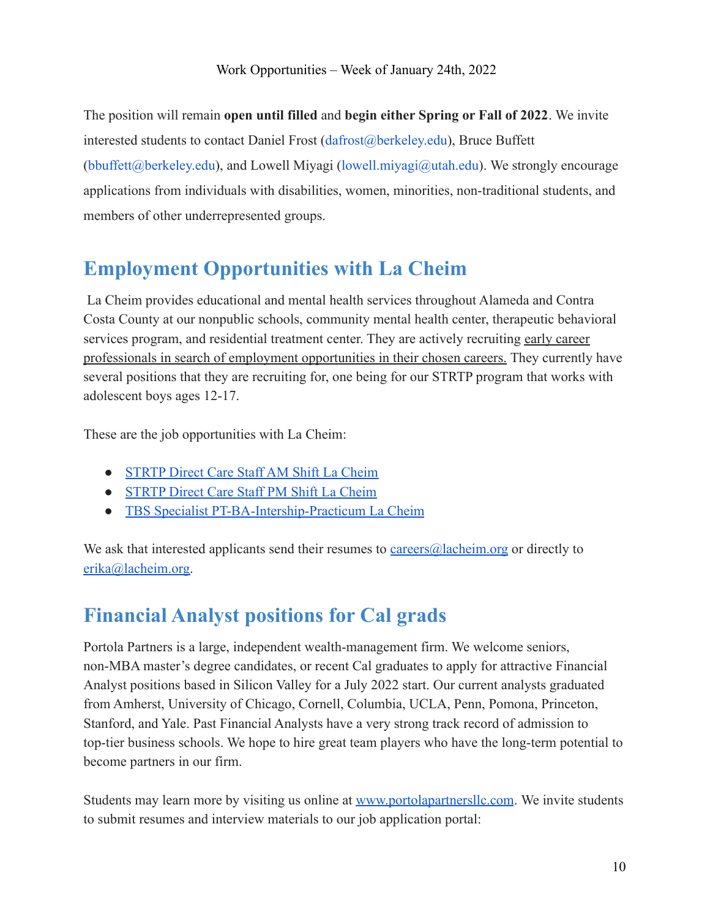The position will remain **open until filled** and **begin either Spring or Fall of 2022**. We invite interested students to contact Daniel Frost (dafrost@berkeley.edu), Bruce Buffett (bbuffett@berkeley.edu), and Lowell Miyagi (lowell.miyagi@utah.edu). We strongly encourage applications from individuals with disabilities, women, minorities, non-traditional students, and members of other underrepresented groups.

## Employment Opportunities with La Cheim

La Cheim provides educational and mental health services throughout Alameda and Contra Costa County at our nonpublic schools, community mental health center, therapeutic behavioral services program, and residential treatment center. They are actively recruiting early career professionals in search of employment opportunities in their chosen careers. They currently have several positions that they are recruiting for, one being for our STRTP program that works with adolescent boys ages 12-17.

These are the job opportunities with La Cheim:

- STRTP Direct Care Staff AM Shift La Cheim
- STRTP Direct Care Staff PM Shift La Cheim
- TBS Specialist PT-BA-Intership-Practicum La Cheim

We ask that interested applicants send their resumes to careers@lacheim.org or directly to erika@lacheim.org.

## Financial Analyst positions for Cal grads

Portola Partners is a large, independent wealth-management firm. We welcome seniors, non-MBA master's degree candidates, or recent Cal graduates to apply for attractive Financial Analyst positions based in Silicon Valley for a July 2022 start. Our current analysts graduated from Amherst, University of Chicago, Cornell, Columbia, UCLA, Penn, Pomona, Princeton, Stanford, and Yale. Past Financial Analysts have a very strong track record of admission to top-tier business schools. We hope to hire great team players who have the long-term potential to become partners in our firm.

Students may learn more by visiting us online at www.portolapartnersllc.com. We invite students to submit resumes and interview materials to our job application portal: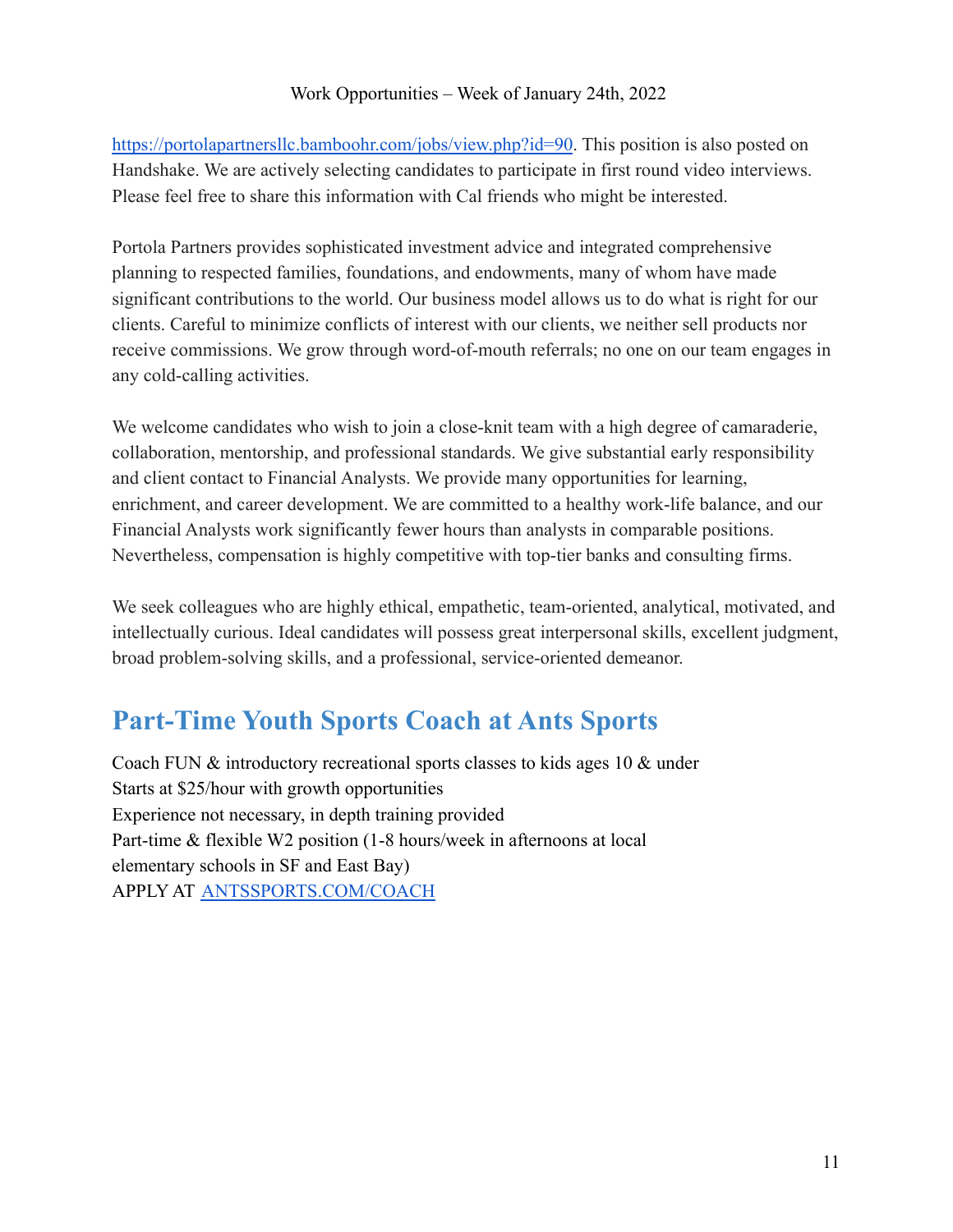https://portolapartnersllc.bamboohr.com/jobs/view.php?id=90. This position is also posted on Handshake. We are actively selecting candidates to participate in first round video interviews. Please feel free to share this information with Cal friends who might be interested.

Portola Partners provides sophisticated investment advice and integrated comprehensive planning to respected families, foundations, and endowments, many of whom have made significant contributions to the world. Our business model allows us to do what is right for our clients. Careful to minimize conflicts of interest with our clients, we neither sell products nor receive commissions. We grow through word-of-mouth referrals; no one on our team engages in any cold-calling activities.

We welcome candidates who wish to join a close-knit team with a high degree of camaraderie, collaboration, mentorship, and professional standards. We give substantial early responsibility and client contact to Financial Analysts. We provide many opportunities for learning, enrichment, and career development. We are committed to a healthy work-life balance, and our Financial Analysts work significantly fewer hours than analysts in comparable positions. Nevertheless, compensation is highly competitive with top-tier banks and consulting firms.

We seek colleagues who are highly ethical, empathetic, team-oriented, analytical, motivated, and intellectually curious. Ideal candidates will possess great interpersonal skills, excellent judgment, broad problem-solving skills, and a professional, service-oriented demeanor.

## Part-Time Youth Sports Coach at Ants Sports

Coach FUN & introductory recreational sports classes to kids ages 10 & under
Starts at $25/hour with growth opportunities
Experience not necessary, in depth training provided
Part-time & flexible W2 position (1-8 hours/week in afternoons at local elementary schools in SF and East Bay)
APPLY AT [ANTSSPORTS.COM/COACH](ANTSSPORTS.COM/COACH)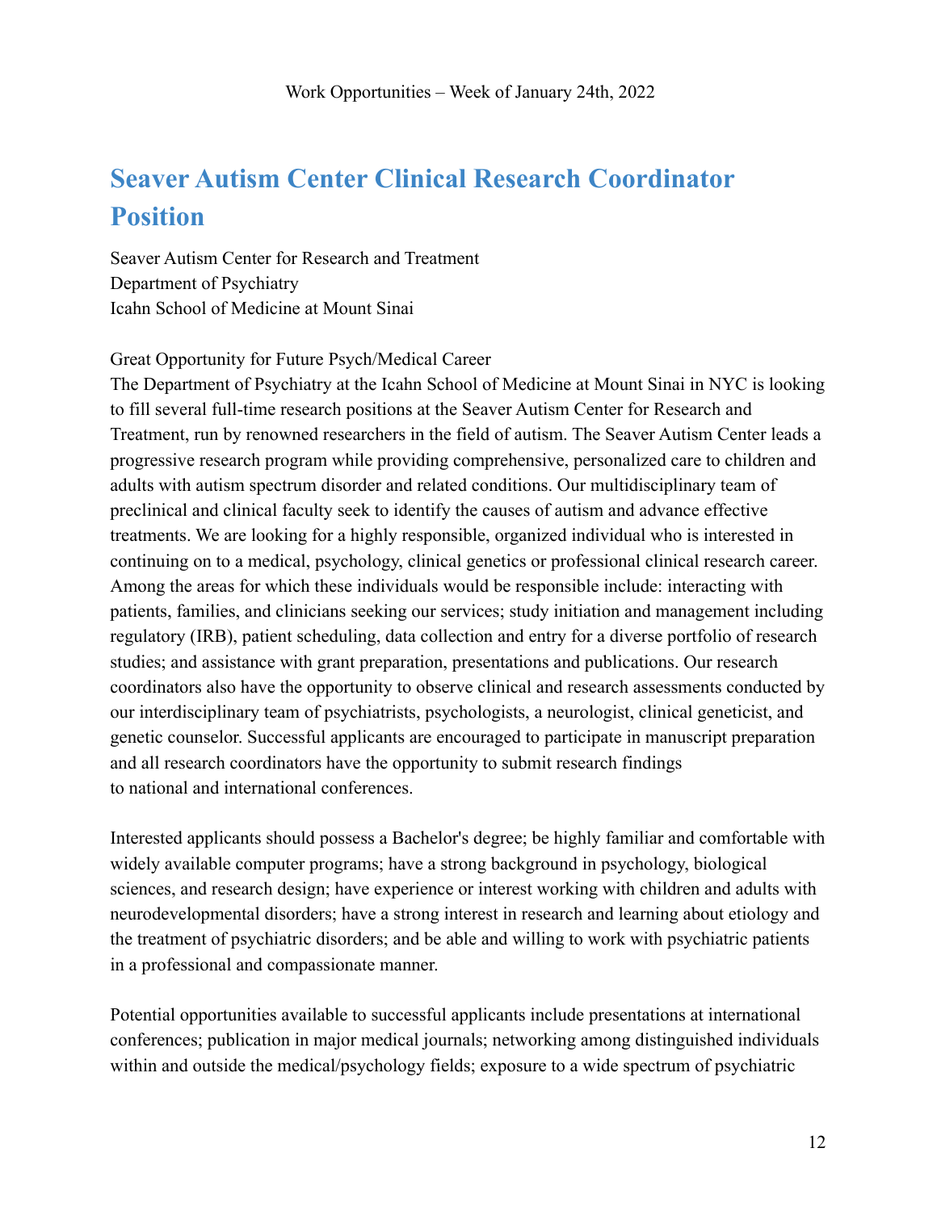Work Opportunities – Week of January 24th, 2022

## Seaver Autism Center Clinical Research Coordinator Position

Seaver Autism Center for Research and Treatment
Department of Psychiatry
Icahn School of Medicine at Mount Sinai

Great Opportunity for Future Psych/Medical Career
The Department of Psychiatry at the Icahn School of Medicine at Mount Sinai in NYC is looking to fill several full-time research positions at the Seaver Autism Center for Research and Treatment, run by renowned researchers in the field of autism. The Seaver Autism Center leads a progressive research program while providing comprehensive, personalized care to children and adults with autism spectrum disorder and related conditions. Our multidisciplinary team of preclinical and clinical faculty seek to identify the causes of autism and advance effective treatments. We are looking for a highly responsible, organized individual who is interested in continuing on to a medical, psychology, clinical genetics or professional clinical research career. Among the areas for which these individuals would be responsible include: interacting with patients, families, and clinicians seeking our services; study initiation and management including regulatory (IRB), patient scheduling, data collection and entry for a diverse portfolio of research studies; and assistance with grant preparation, presentations and publications. Our research coordinators also have the opportunity to observe clinical and research assessments conducted by our interdisciplinary team of psychiatrists, psychologists, a neurologist, clinical geneticist, and genetic counselor. Successful applicants are encouraged to participate in manuscript preparation and all research coordinators have the opportunity to submit research findings to national and international conferences.

Interested applicants should possess a Bachelor's degree; be highly familiar and comfortable with widely available computer programs; have a strong background in psychology, biological sciences, and research design; have experience or interest working with children and adults with neurodevelopmental disorders; have a strong interest in research and learning about etiology and the treatment of psychiatric disorders; and be able and willing to work with psychiatric patients in a professional and compassionate manner.

Potential opportunities available to successful applicants include presentations at international conferences; publication in major medical journals; networking among distinguished individuals within and outside the medical/psychology fields; exposure to a wide spectrum of psychiatric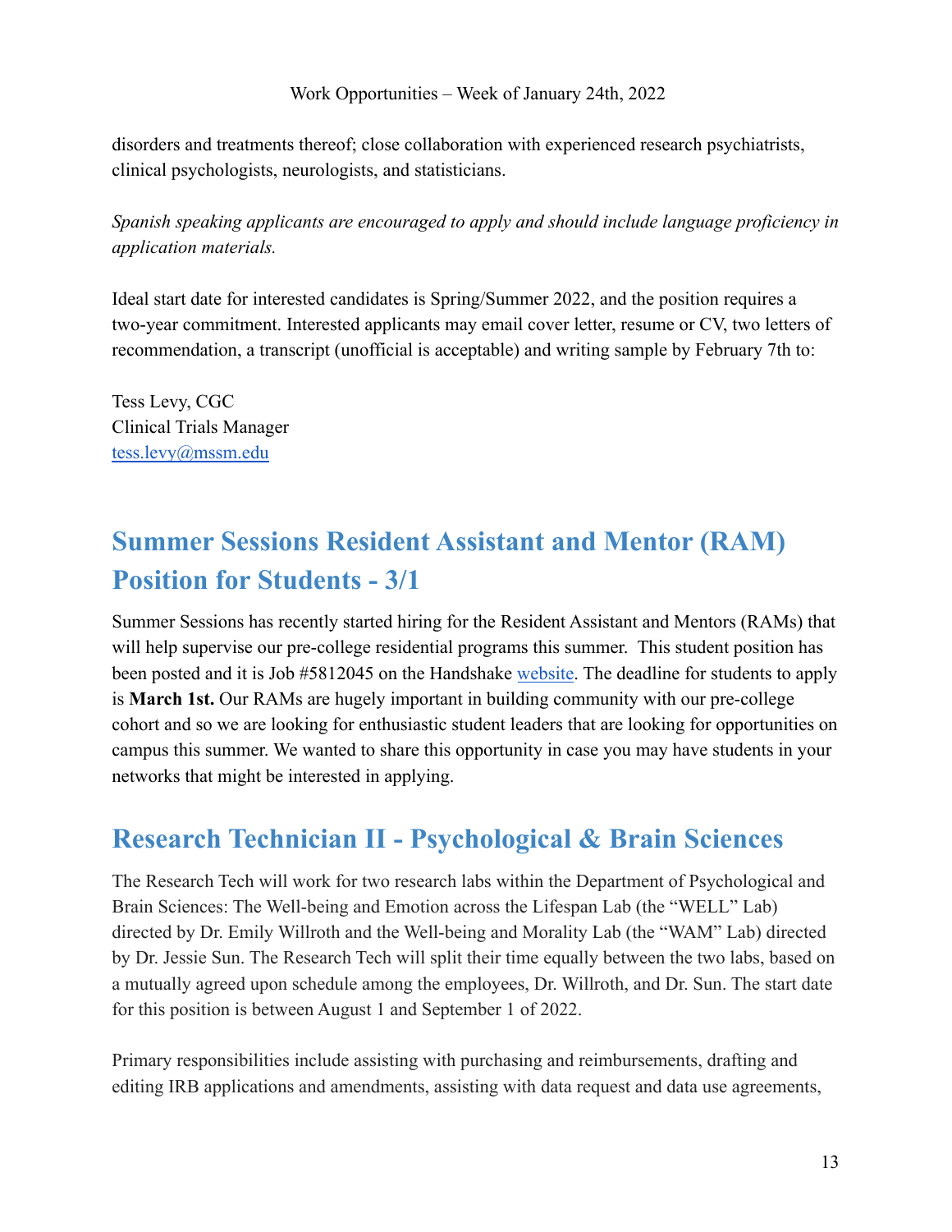disorders and treatments thereof; close collaboration with experienced research psychiatrists, clinical psychologists, neurologists, and statisticians.

*Spanish speaking applicants are encouraged to apply and should include language proficiency in application materials.*

Ideal start date for interested candidates is Spring/Summer 2022, and the position requires a two-year commitment. Interested applicants may email cover letter, resume or CV, two letters of recommendation, a transcript (unofficial is acceptable) and writing sample by February 7th to:

Tess Levy, CGC
Clinical Trials Manager
tess.levy@mssm.edu

## Summer Sessions Resident Assistant and Mentor (RAM) Position for Students - 3/1

Summer Sessions has recently started hiring for the Resident Assistant and Mentors (RAMs) that will help supervise our pre-college residential programs this summer. This student position has been posted and it is Job #5812045 on the Handshake website. The deadline for students to apply is **March 1st.** Our RAMs are hugely important in building community with our pre-college cohort and so we are looking for enthusiastic student leaders that are looking for opportunities on campus this summer. We wanted to share this opportunity in case you may have students in your networks that might be interested in applying.

## Research Technician II - Psychological & Brain Sciences

The Research Tech will work for two research labs within the Department of Psychological and Brain Sciences: The Well-being and Emotion across the Lifespan Lab (the "WELL" Lab) directed by Dr. Emily Willroth and the Well-being and Morality Lab (the "WAM" Lab) directed by Dr. Jessie Sun. The Research Tech will split their time equally between the two labs, based on a mutually agreed upon schedule among the employees, Dr. Willroth, and Dr. Sun. The start date for this position is between August 1 and September 1 of 2022.

Primary responsibilities include assisting with purchasing and reimbursements, drafting and editing IRB applications and amendments, assisting with data request and data use agreements,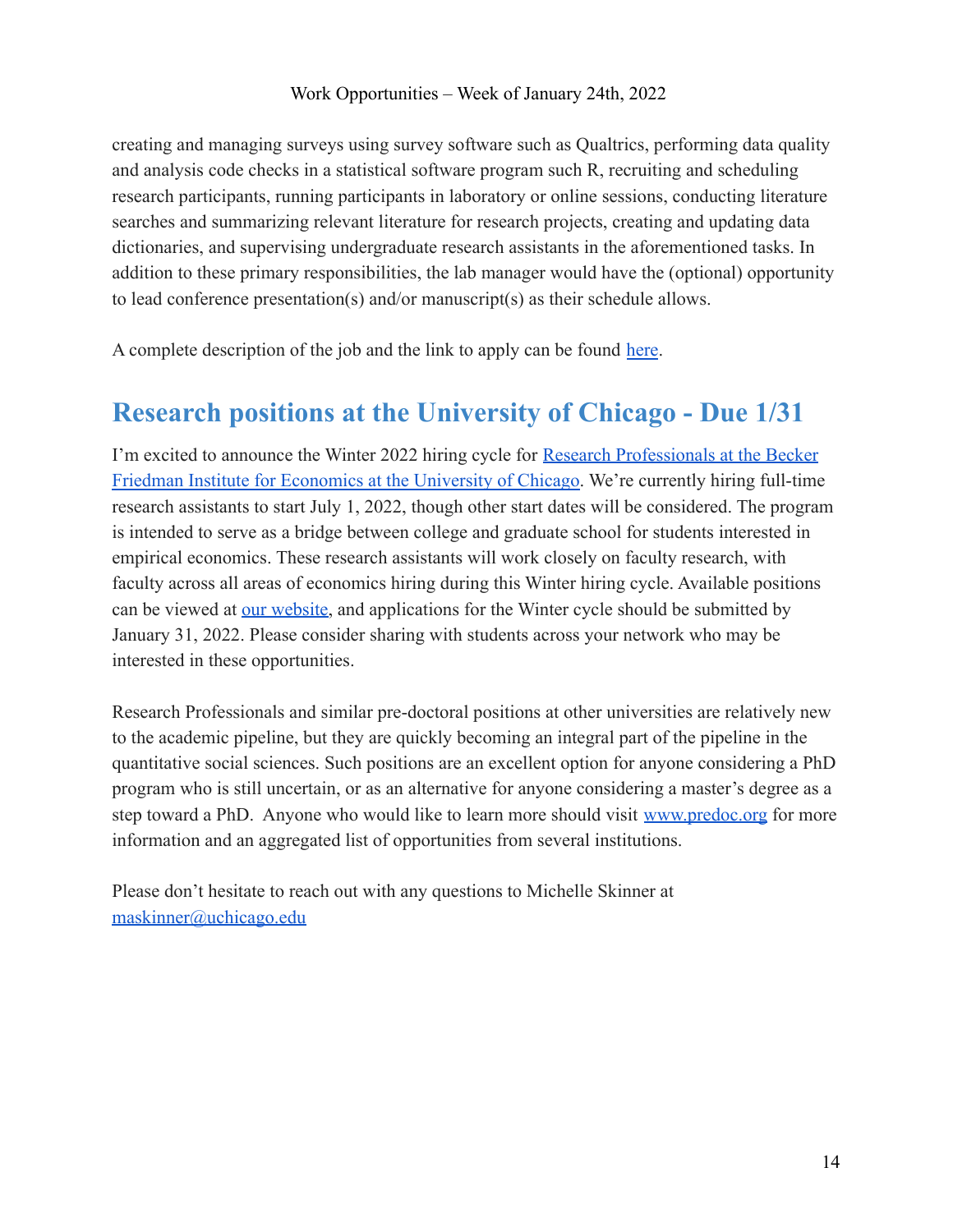creating and managing surveys using survey software such as Qualtrics, performing data quality and analysis code checks in a statistical software program such R, recruiting and scheduling research participants, running participants in laboratory or online sessions, conducting literature searches and summarizing relevant literature for research projects, creating and updating data dictionaries, and supervising undergraduate research assistants in the aforementioned tasks. In addition to these primary responsibilities, the lab manager would have the (optional) opportunity to lead conference presentation(s) and/or manuscript(s) as their schedule allows.

A complete description of the job and the link to apply can be found here.

## Research positions at the University of Chicago - Due 1/31

I'm excited to announce the Winter 2022 hiring cycle for Research Professionals at the Becker Friedman Institute for Economics at the University of Chicago. We're currently hiring full-time research assistants to start July 1, 2022, though other start dates will be considered. The program is intended to serve as a bridge between college and graduate school for students interested in empirical economics. These research assistants will work closely on faculty research, with faculty across all areas of economics hiring during this Winter hiring cycle. Available positions can be viewed at our website, and applications for the Winter cycle should be submitted by January 31, 2022. Please consider sharing with students across your network who may be interested in these opportunities.

Research Professionals and similar pre-doctoral positions at other universities are relatively new to the academic pipeline, but they are quickly becoming an integral part of the pipeline in the quantitative social sciences. Such positions are an excellent option for anyone considering a PhD program who is still uncertain, or as an alternative for anyone considering a master's degree as a step toward a PhD. Anyone who would like to learn more should visit www.predoc.org for more information and an aggregated list of opportunities from several institutions.

Please don't hesitate to reach out with any questions to Michelle Skinner at maskinner@uchicago.edu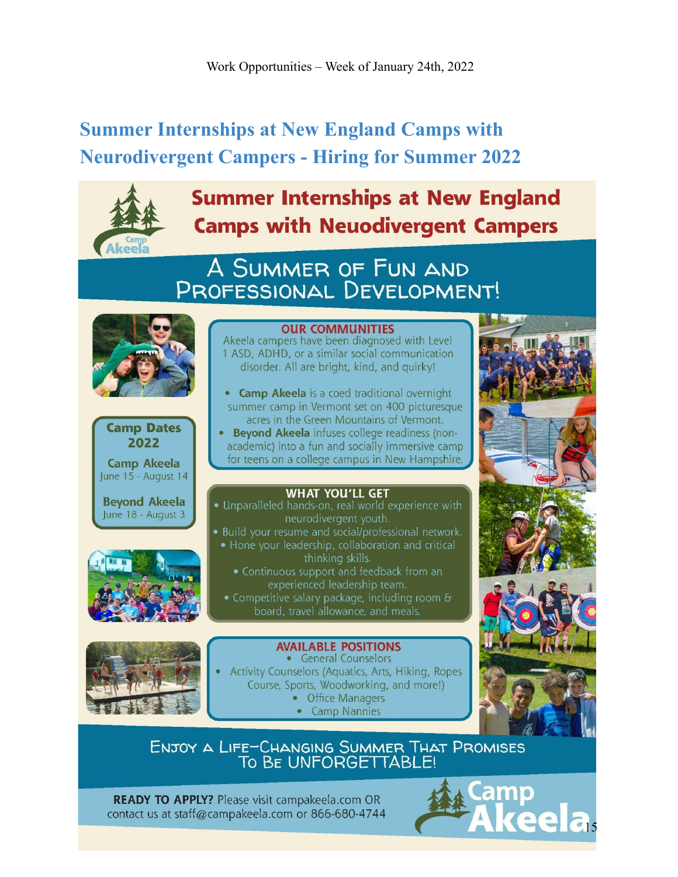## Summer Internships at New England Camps with Neurodivergent Campers - Hiring for Summer 2022

# Summer Internships at New England Camps with Neuodivergent Campers

## A Summer of Fun and Professional Development!

### OUR COMMUNITIES

Akeela campers have been diagnosed with Level 1 ASD, ADHD, or a similar social communication disorder. All are bright, kind, and quirky!

- **Camp Akeela** is a coed traditional overnight summer camp in Vermont set on 400 picturesque acres in the Green Mountains of Vermont.
- **Beyond Akeela** infuses college readiness (non-academic) into a fun and socially immersive camp for teens on a college campus in New Hampshire.

### Camp Dates 2022

**Camp Akeela**
June 15 - August 14

**Beyond Akeela**
June 18 - August 3

### WHAT YOU'LL GET

- Unparalleled hands-on, real world experience with neurodivergent youth.
- Build your resume and social/professional network.
- Hone your leadership, collaboration and critical thinking skills.
- Continuous support and feedback from an experienced leadership team.
- Competitive salary package, including room & board, travel allowance, and meals.

### AVAILABLE POSITIONS

- General Counselors
- Activity Counselors (Aquatics, Arts, Hiking, Ropes Course, Sports, Woodworking, and more!)
- Office Managers
- Camp Nannies

## Enjoy a Life-Changing Summer That Promises To Be UNFORGETTABLE!

**READY TO APPLY?** Please visit campakeela.com OR contact us at staff@campakeela.com or 866-680-4744

Camp Akeela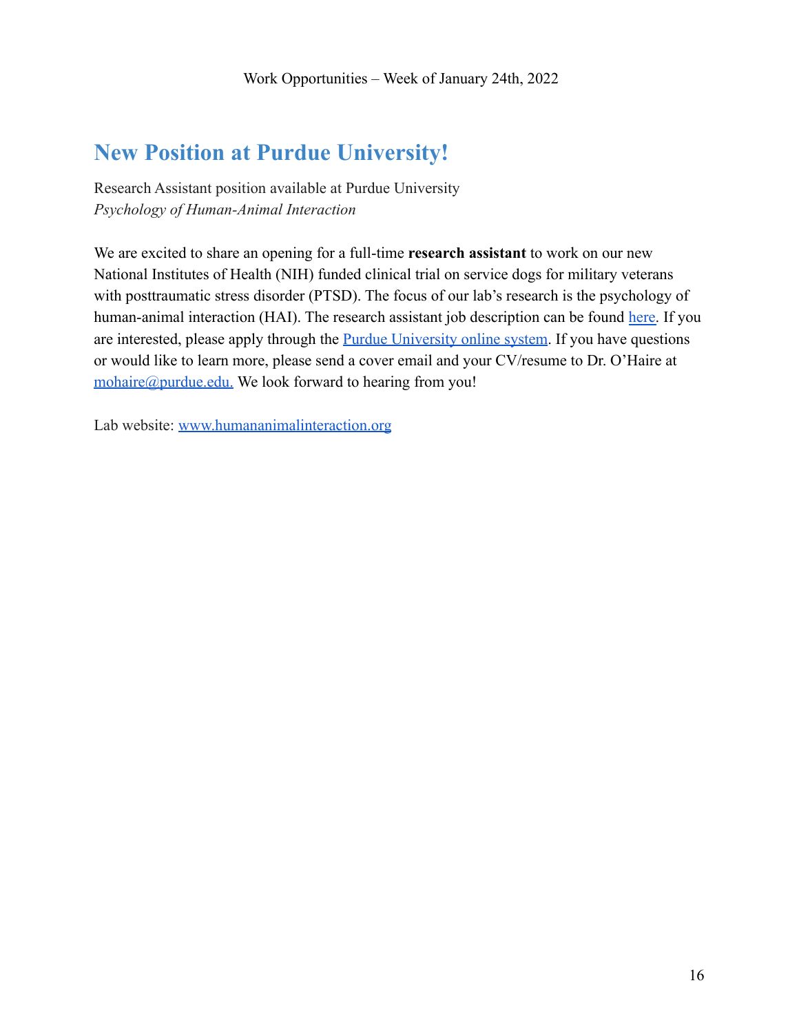Work Opportunities – Week of January 24th, 2022

## New Position at Purdue University!

Research Assistant position available at Purdue University
*Psychology of Human-Animal Interaction*

We are excited to share an opening for a full-time **research assistant** to work on our new National Institutes of Health (NIH) funded clinical trial on service dogs for military veterans with posttraumatic stress disorder (PTSD). The focus of our lab's research is the psychology of human-animal interaction (HAI). The research assistant job description can be found here. If you are interested, please apply through the Purdue University online system. If you have questions or would like to learn more, please send a cover email and your CV/resume to Dr. O'Haire at mohaire@purdue.edu. We look forward to hearing from you!

Lab website: www.humananimalinteraction.org